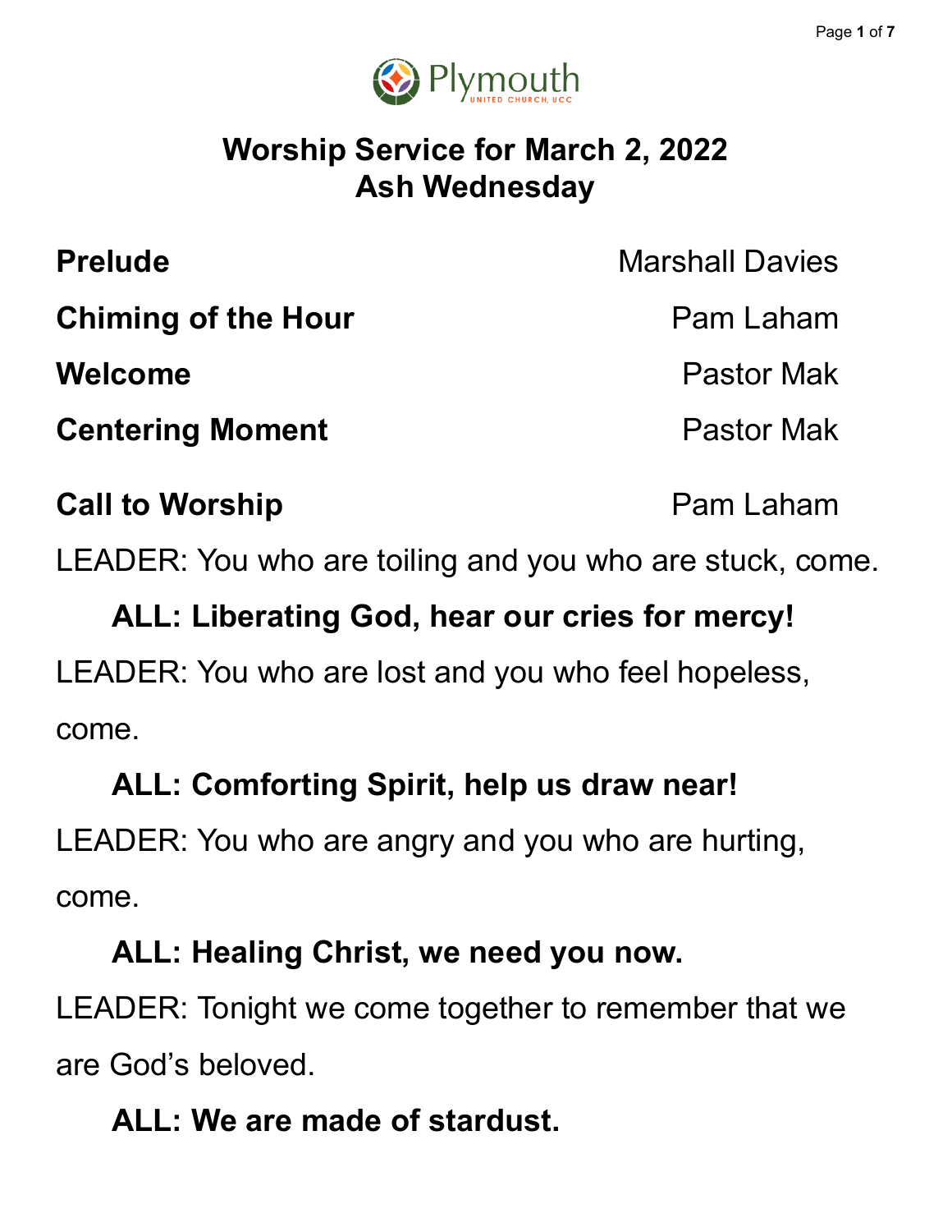Plymouth United Church, UCC

# Worship Service for March 2, 2022
# Ash Wednesday

**Prelude** Marshall Davies

**Chiming of the Hour** Pam Laham

**Welcome** Pastor Mak

**Centering Moment** Pastor Mak

**Call to Worship** Pam Laham

LEADER: You who are toiling and you who are stuck, come.

**ALL: Liberating God, hear our cries for mercy!**

LEADER: You who are lost and you who feel hopeless, come.

**ALL: Comforting Spirit, help us draw near!**

LEADER: You who are angry and you who are hurting, come.

**ALL: Healing Christ, we need you now.**

LEADER: Tonight we come together to remember that we are God's beloved.

**ALL: We are made of stardust.**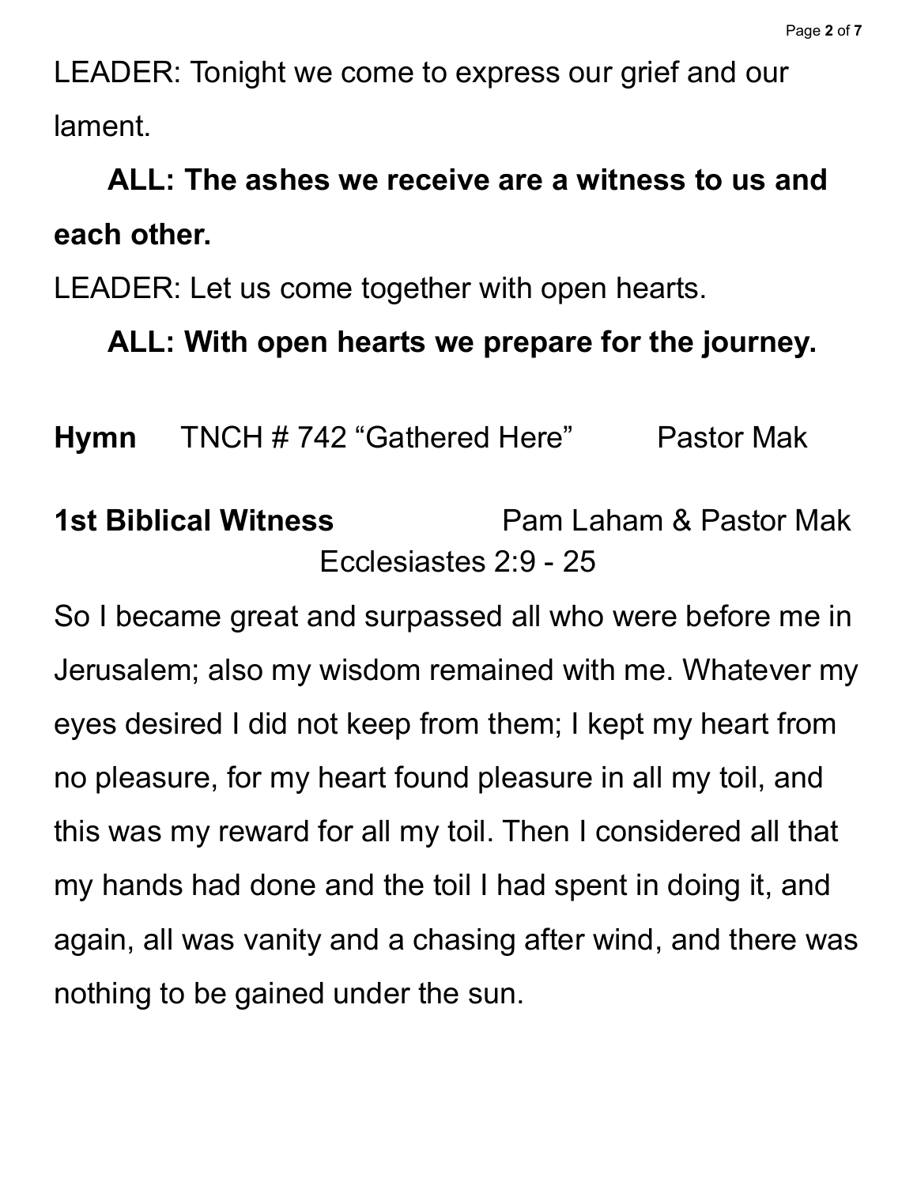LEADER: Tonight we come to express our grief and our lament.

**ALL: The ashes we receive are a witness to us and each other.**

LEADER: Let us come together with open hearts.

**ALL: With open hearts we prepare for the journey.**

**Hymn** TNCH # 742 “Gathered Here” Pastor Mak

**1st Biblical Witness** Pam Laham & Pastor Mak

Ecclesiastes 2:9 - 25

So I became great and surpassed all who were before me in Jerusalem; also my wisdom remained with me. Whatever my eyes desired I did not keep from them; I kept my heart from no pleasure, for my heart found pleasure in all my toil, and this was my reward for all my toil. Then I considered all that my hands had done and the toil I had spent in doing it, and again, all was vanity and a chasing after wind, and there was nothing to be gained under the sun.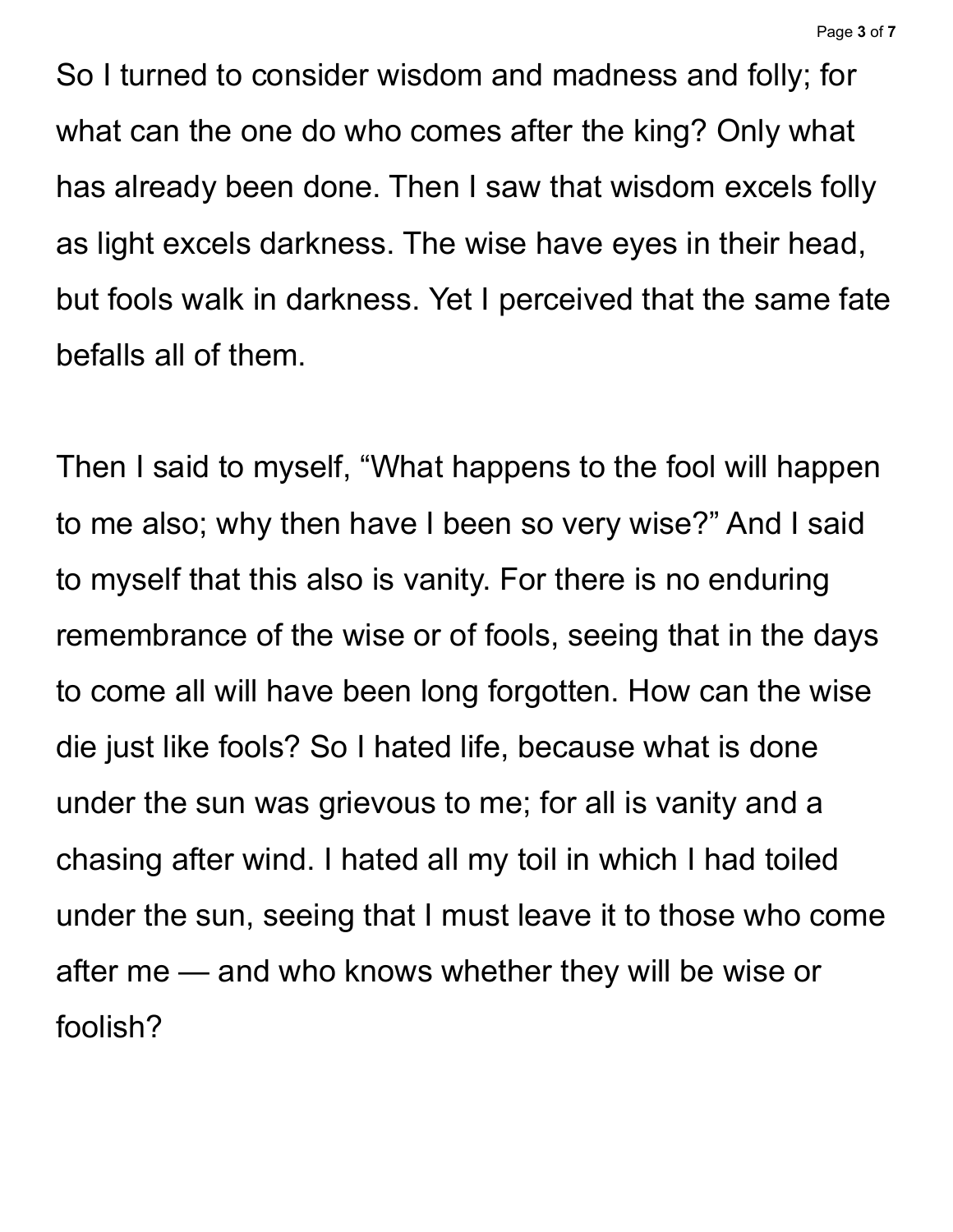So I turned to consider wisdom and madness and folly; for what can the one do who comes after the king? Only what has already been done. Then I saw that wisdom excels folly as light excels darkness. The wise have eyes in their head, but fools walk in darkness. Yet I perceived that the same fate befalls all of them.

Then I said to myself, “What happens to the fool will happen to me also; why then have I been so very wise?” And I said to myself that this also is vanity. For there is no enduring remembrance of the wise or of fools, seeing that in the days to come all will have been long forgotten. How can the wise die just like fools? So I hated life, because what is done under the sun was grievous to me; for all is vanity and a chasing after wind. I hated all my toil in which I had toiled under the sun, seeing that I must leave it to those who come after me — and who knows whether they will be wise or foolish?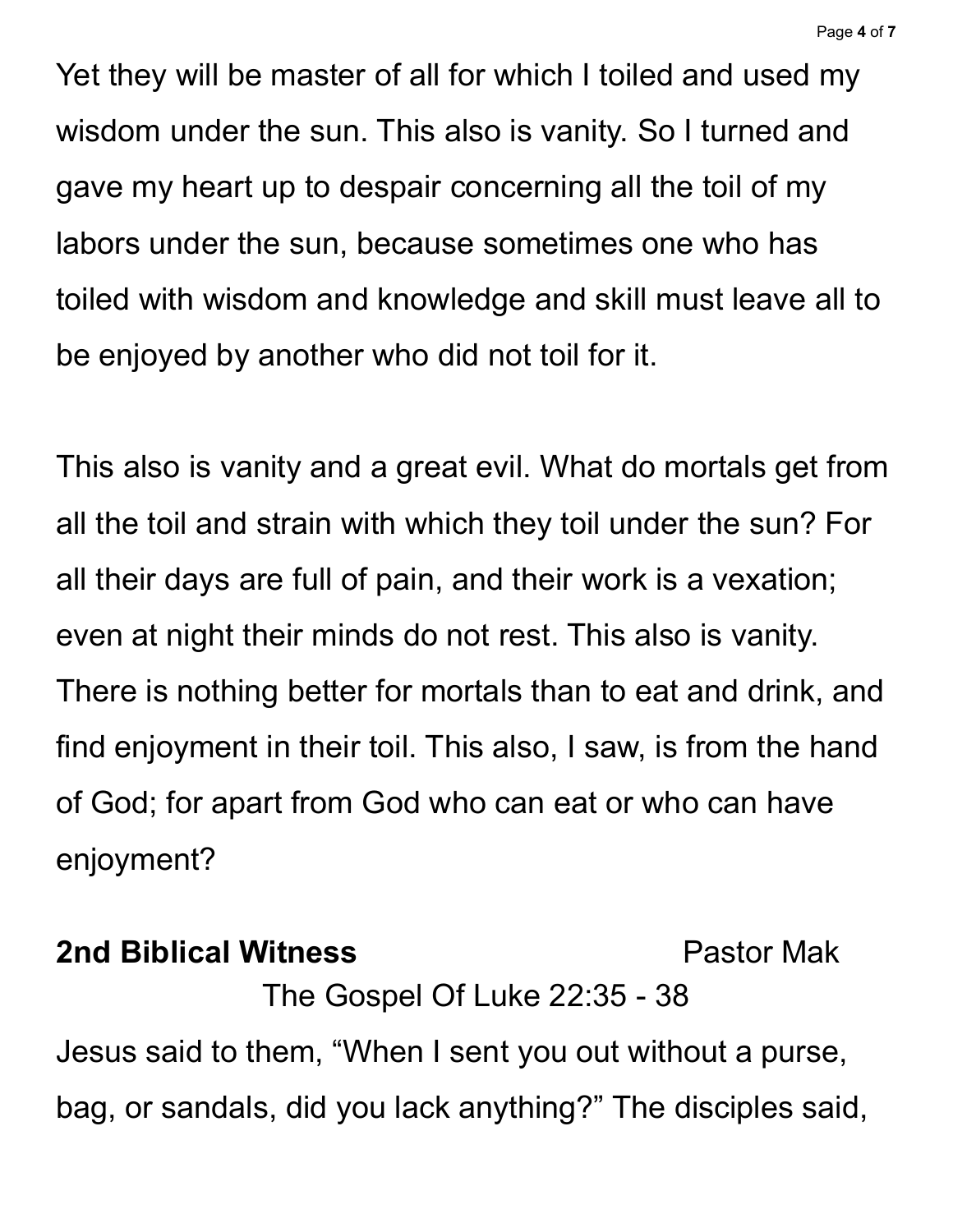Yet they will be master of all for which I toiled and used my wisdom under the sun. This also is vanity. So I turned and gave my heart up to despair concerning all the toil of my labors under the sun, because sometimes one who has toiled with wisdom and knowledge and skill must leave all to be enjoyed by another who did not toil for it.

This also is vanity and a great evil. What do mortals get from all the toil and strain with which they toil under the sun? For all their days are full of pain, and their work is a vexation; even at night their minds do not rest. This also is vanity. There is nothing better for mortals than to eat and drink, and find enjoyment in their toil. This also, I saw, is from the hand of God; for apart from God who can eat or who can have enjoyment?

**2nd Biblical Witness** Pastor Mak

The Gospel Of Luke 22:35 - 38

Jesus said to them, “When I sent you out without a purse, bag, or sandals, did you lack anything?” The disciples said,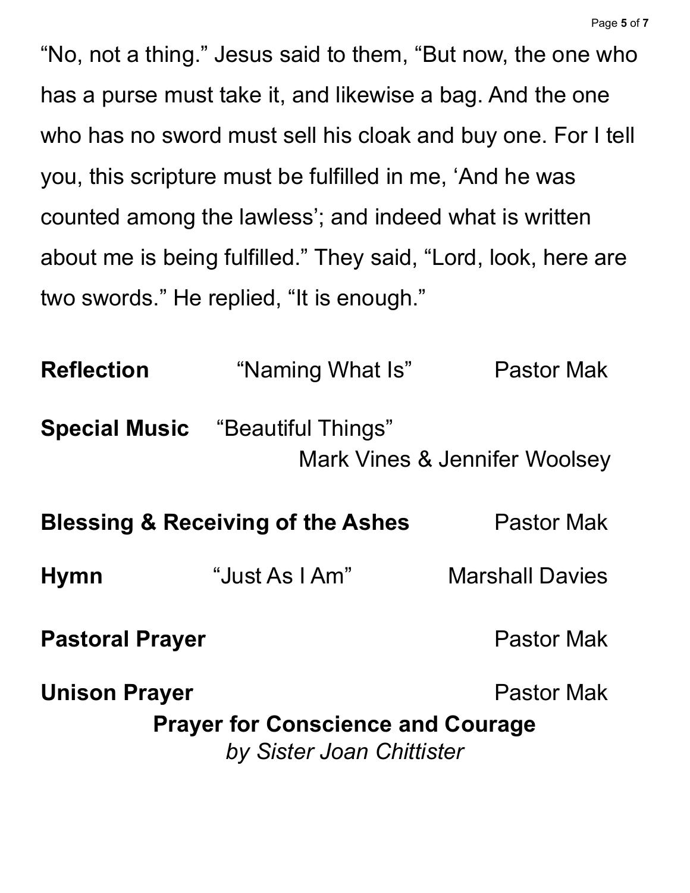"No, not a thing." Jesus said to them, "But now, the one who has a purse must take it, and likewise a bag. And the one who has no sword must sell his cloak and buy one. For I tell you, this scripture must be fulfilled in me, 'And he was counted among the lawless'; and indeed what is written about me is being fulfilled." They said, "Lord, look, here are two swords." He replied, "It is enough."

**Reflection** "Naming What Is" Pastor Mak

**Special Music** "Beautiful Things"
Mark Vines & Jennifer Woolsey

**Blessing & Receiving of the Ashes** Pastor Mak

**Hymn** "Just As I Am" Marshall Davies

**Pastoral Prayer** Pastor Mak

**Unison Prayer** Pastor Mak

**Prayer for Conscience and Courage**
*by Sister Joan Chittister*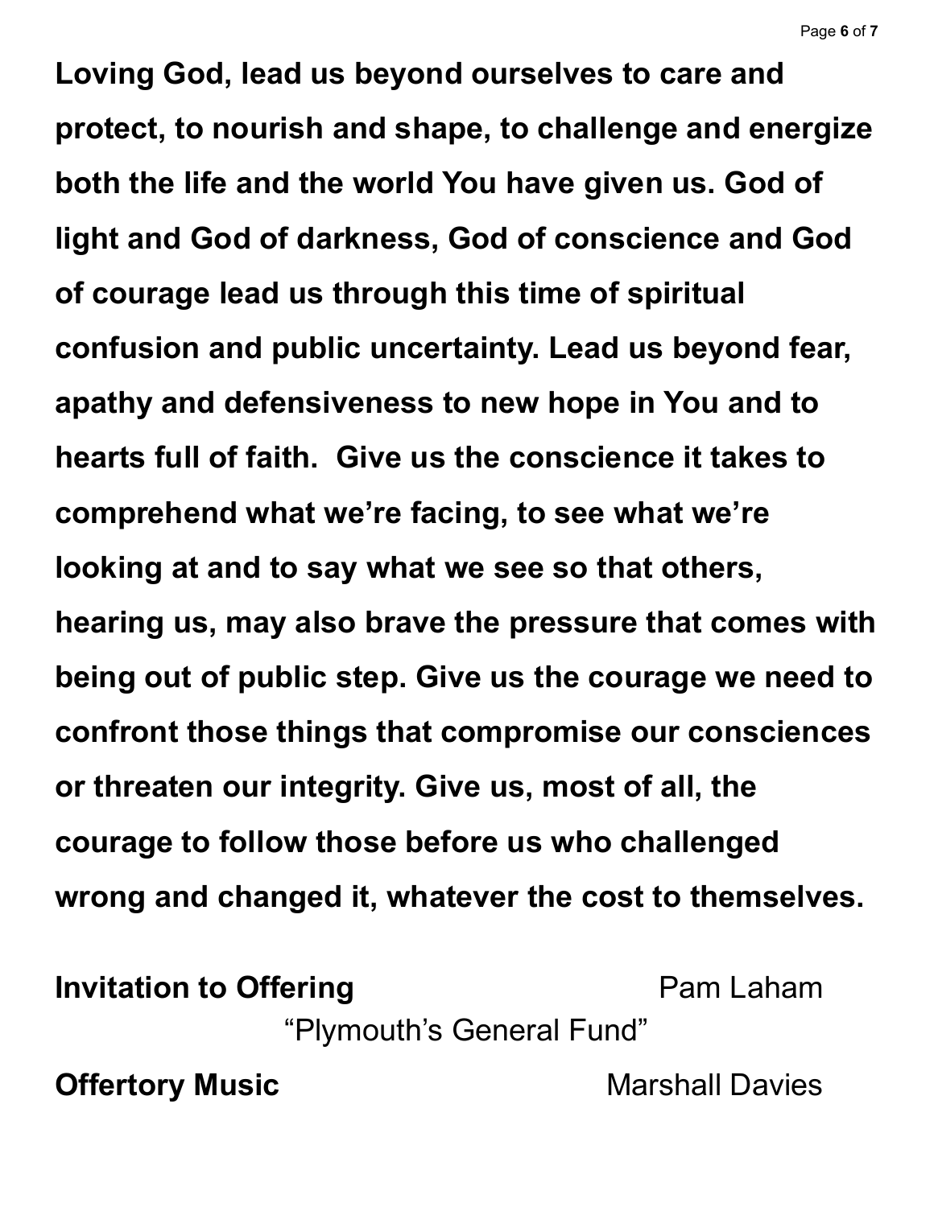**Loving God, lead us beyond ourselves to care and protect, to nourish and shape, to challenge and energize both the life and the world You have given us. God of light and God of darkness, God of conscience and God of courage lead us through this time of spiritual confusion and public uncertainty. Lead us beyond fear, apathy and defensiveness to new hope in You and to hearts full of faith. Give us the conscience it takes to comprehend what we're facing, to see what we're looking at and to say what we see so that others, hearing us, may also brave the pressure that comes with being out of public step. Give us the courage we need to confront those things that compromise our consciences or threaten our integrity. Give us, most of all, the courage to follow those before us who challenged wrong and changed it, whatever the cost to themselves.**

**Invitation to Offering** Pam Laham

"Plymouth's General Fund"

**Offertory Music** Marshall Davies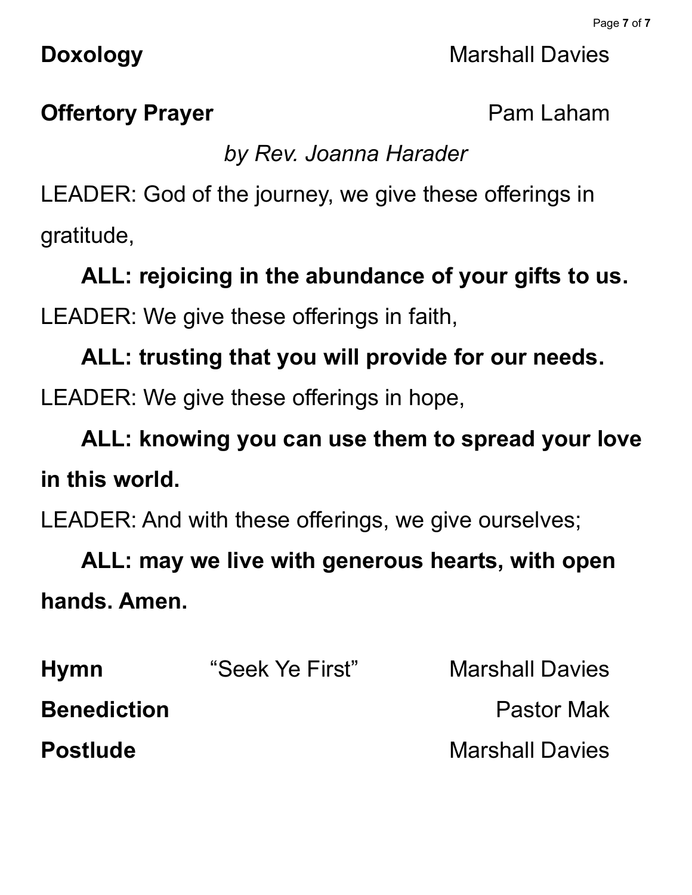**Doxology** Marshall Davies

**Offertory Prayer** Pam Laham

*by Rev. Joanna Harader*

LEADER: God of the journey, we give these offerings in gratitude,

**ALL: rejoicing in the abundance of your gifts to us.**

LEADER: We give these offerings in faith,

**ALL: trusting that you will provide for our needs.**

LEADER: We give these offerings in hope,

**ALL: knowing you can use them to spread your love in this world.**

LEADER: And with these offerings, we give ourselves;

**ALL: may we live with generous hearts, with open hands. Amen.**

**Hymn** "Seek Ye First" Marshall Davies

**Benediction** Pastor Mak

**Postlude** Marshall Davies